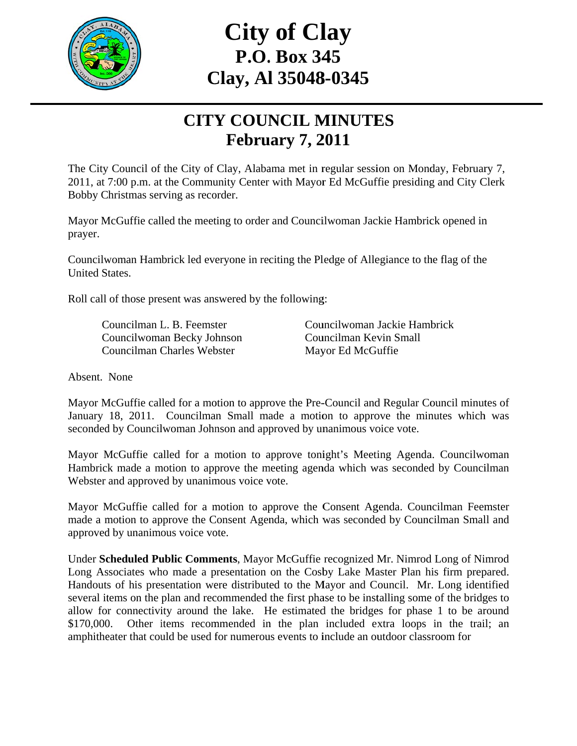# City of Clay
## P.O. Box 345
## Clay, Al 35048-0345

## CITY COUNCIL MINUTES
## February 7, 2011

The City Council of the City of Clay, Alabama met in regular session on Monday, February 7, 2011, at 7:00 p.m. at the Community Center with Mayor Ed McGuffie presiding and City Clerk Bobby Christmas serving as recorder.

Mayor McGuffie called the meeting to order and Councilwoman Jackie Hambrick opened in prayer.

Councilwoman Hambrick led everyone in reciting the Pledge of Allegiance to the flag of the United States.

Roll call of those present was answered by the following:

Councilman L. B. Feemster
Councilwoman Becky Johnson
Councilman Charles Webster
Councilwoman Jackie Hambrick
Councilman Kevin Small
Mayor Ed McGuffie

Absent. None

Mayor McGuffie called for a motion to approve the Pre-Council and Regular Council minutes of January 18, 2011. Councilman Small made a motion to approve the minutes which was seconded by Councilwoman Johnson and approved by unanimous voice vote.

Mayor McGuffie called for a motion to approve tonight's Meeting Agenda. Councilwoman Hambrick made a motion to approve the meeting agenda which was seconded by Councilman Webster and approved by unanimous voice vote.

Mayor McGuffie called for a motion to approve the Consent Agenda. Councilman Feemster made a motion to approve the Consent Agenda, which was seconded by Councilman Small and approved by unanimous voice vote.

Under **Scheduled Public Comments**, Mayor McGuffie recognized Mr. Nimrod Long of Nimrod Long Associates who made a presentation on the Cosby Lake Master Plan his firm prepared. Handouts of his presentation were distributed to the Mayor and Council. Mr. Long identified several items on the plan and recommended the first phase to be installing some of the bridges to allow for connectivity around the lake. He estimated the bridges for phase 1 to be around $170,000. Other items recommended in the plan included extra loops in the trail; an amphitheater that could be used for numerous events to include an outdoor classroom for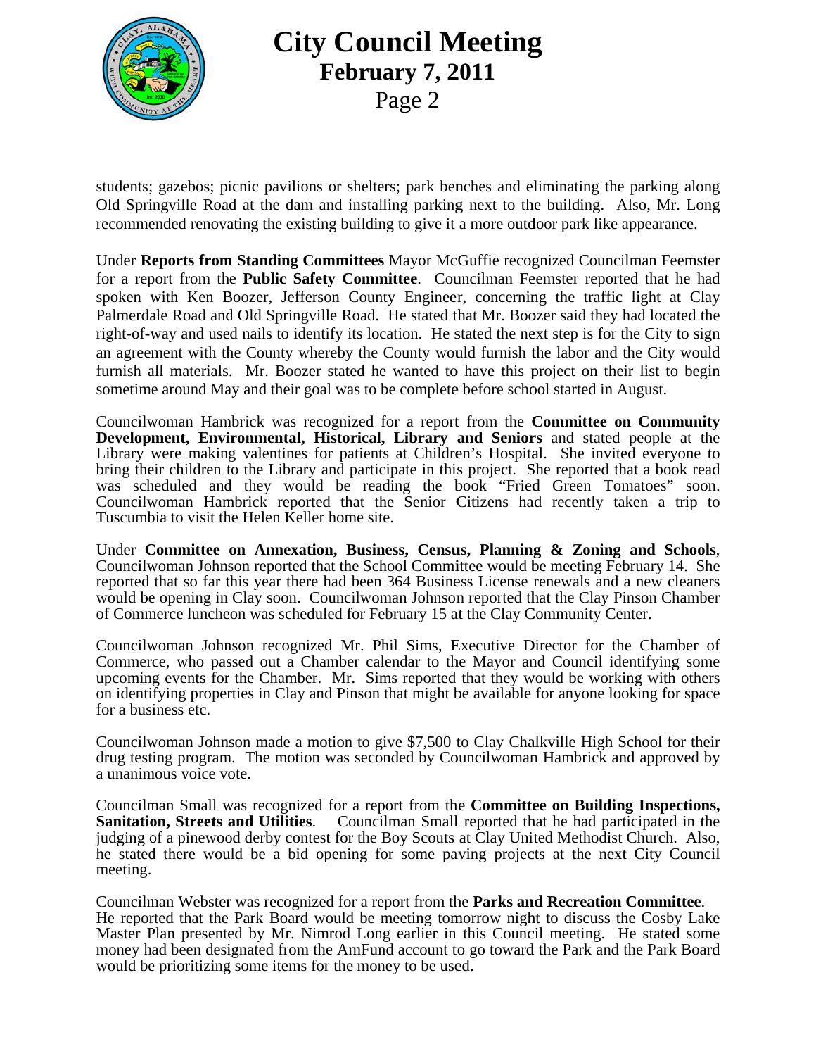students; gazebos; picnic pavilions or shelters; park benches and eliminating the parking along Old Springville Road at the dam and installing parking next to the building. Also, Mr. Long recommended renovating the existing building to give it a more outdoor park like appearance.

Under **Reports from Standing Committees** Mayor McGuffie recognized Councilman Feemster for a report from the **Public Safety Committee**. Councilman Feemster reported that he had spoken with Ken Boozer, Jefferson County Engineer, concerning the traffic light at Clay Palmerdale Road and Old Springville Road. He stated that Mr. Boozer said they had located the right-of-way and used nails to identify its location. He stated the next step is for the City to sign an agreement with the County whereby the County would furnish the labor and the City would furnish all materials. Mr. Boozer stated he wanted to have this project on their list to begin sometime around May and their goal was to be complete before school started in August.

Councilwoman Hambrick was recognized for a report from the **Committee on Community Development, Environmental, Historical, Library and Seniors** and stated people at the Library were making valentines for patients at Children's Hospital. She invited everyone to bring their children to the Library and participate in this project. She reported that a book read was scheduled and they would be reading the book "Fried Green Tomatoes" soon. Councilwoman Hambrick reported that the Senior Citizens had recently taken a trip to Tuscumbia to visit the Helen Keller home site.

Under **Committee on Annexation, Business, Census, Planning & Zoning and Schools**, Councilwoman Johnson reported that the School Committee would be meeting February 14. She reported that so far this year there had been 364 Business License renewals and a new cleaners would be opening in Clay soon. Councilwoman Johnson reported that the Clay Pinson Chamber of Commerce luncheon was scheduled for February 15 at the Clay Community Center.

Councilwoman Johnson recognized Mr. Phil Sims, Executive Director for the Chamber of Commerce, who passed out a Chamber calendar to the Mayor and Council identifying some upcoming events for the Chamber. Mr. Sims reported that they would be working with others on identifying properties in Clay and Pinson that might be available for anyone looking for space for a business etc.

Councilwoman Johnson made a motion to give $7,500 to Clay Chalkville High School for their drug testing program. The motion was seconded by Councilwoman Hambrick and approved by a unanimous voice vote.

Councilman Small was recognized for a report from the **Committee on Building Inspections, Sanitation, Streets and Utilities**. Councilman Small reported that he had participated in the judging of a pinewood derby contest for the Boy Scouts at Clay United Methodist Church. Also, he stated there would be a bid opening for some paving projects at the next City Council meeting.

Councilman Webster was recognized for a report from the **Parks and Recreation Committee**. He reported that the Park Board would be meeting tomorrow night to discuss the Cosby Lake Master Plan presented by Mr. Nimrod Long earlier in this Council meeting. He stated some money had been designated from the AmFund account to go toward the Park and the Park Board would be prioritizing some items for the money to be used.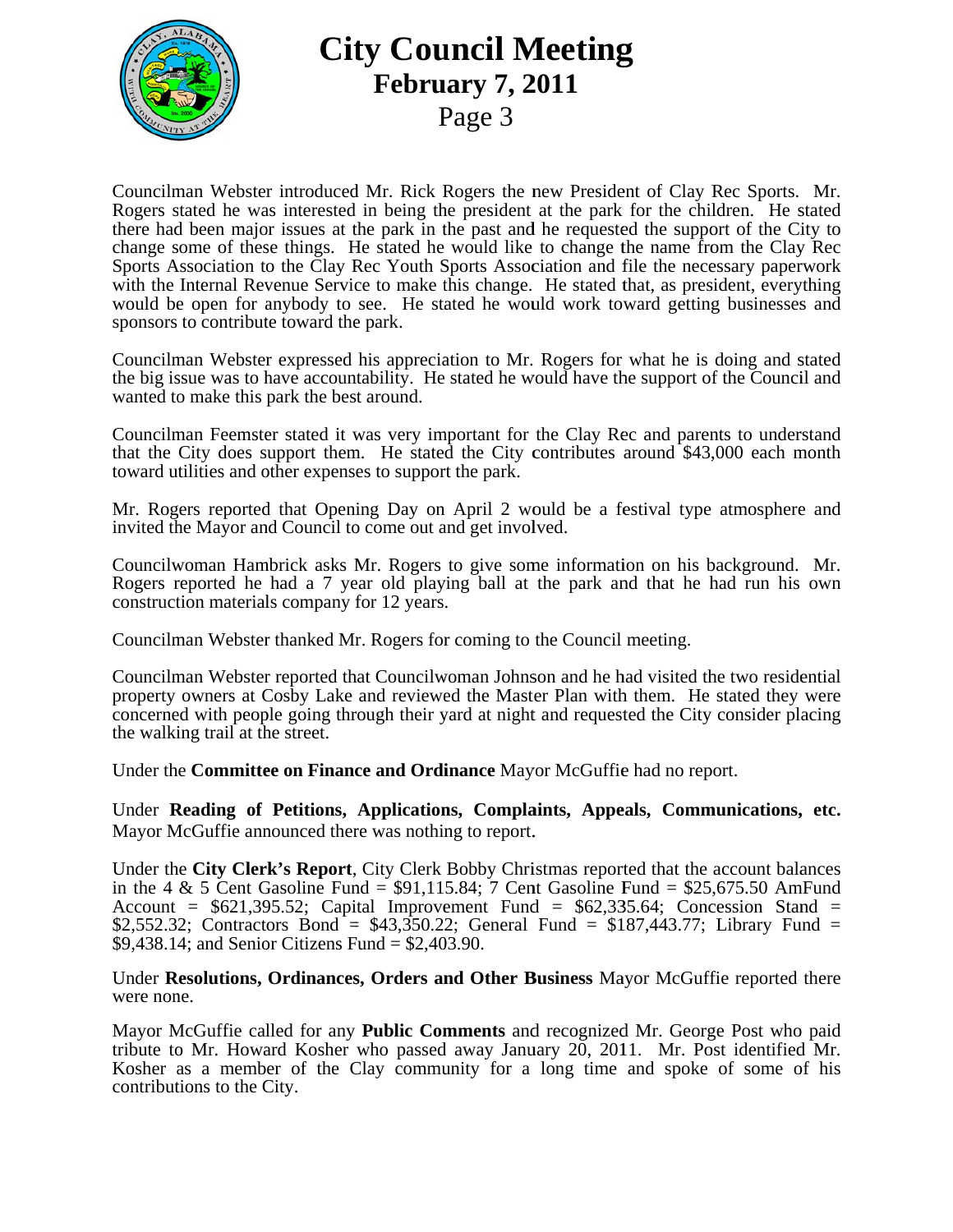Councilman Webster introduced Mr. Rick Rogers the new President of Clay Rec Sports. Mr. Rogers stated he was interested in being the president at the park for the children. He stated there had been major issues at the park in the past and he requested the support of the City to change some of these things. He stated he would like to change the name from the Clay Rec Sports Association to the Clay Rec Youth Sports Association and file the necessary paperwork with the Internal Revenue Service to make this change. He stated that, as president, everything would be open for anybody to see. He stated he would work toward getting businesses and sponsors to contribute toward the park.

Councilman Webster expressed his appreciation to Mr. Rogers for what he is doing and stated the big issue was to have accountability. He stated he would have the support of the Council and wanted to make this park the best around.

Councilman Feemster stated it was very important for the Clay Rec and parents to understand that the City does support them. He stated the City contributes around $43,000 each month toward utilities and other expenses to support the park.

Mr. Rogers reported that Opening Day on April 2 would be a festival type atmosphere and invited the Mayor and Council to come out and get involved.

Councilwoman Hambrick asks Mr. Rogers to give some information on his background. Mr. Rogers reported he had a 7 year old playing ball at the park and that he had run his own construction materials company for 12 years.

Councilman Webster thanked Mr. Rogers for coming to the Council meeting.

Councilman Webster reported that Councilwoman Johnson and he had visited the two residential property owners at Cosby Lake and reviewed the Master Plan with them. He stated they were concerned with people going through their yard at night and requested the City consider placing the walking trail at the street.

Under the **Committee on Finance and Ordinance** Mayor McGuffie had no report.

Under **Reading of Petitions, Applications, Complaints, Appeals, Communications, etc.** Mayor McGuffie announced there was nothing to report.

Under the **City Clerk's Report**, City Clerk Bobby Christmas reported that the account balances in the 4 & 5 Cent Gasoline Fund = $91,115.84; 7 Cent Gasoline Fund = $25,675.50 AmFund Account = $621,395.52; Capital Improvement Fund = $62,335.64; Concession Stand = $2,552.32; Contractors Bond = $43,350.22; General Fund = $187,443.77; Library Fund = $9,438.14; and Senior Citizens Fund = $2,403.90.

Under **Resolutions, Ordinances, Orders and Other Business** Mayor McGuffie reported there were none.

Mayor McGuffie called for any **Public Comments** and recognized Mr. George Post who paid tribute to Mr. Howard Kosher who passed away January 20, 2011. Mr. Post identified Mr. Kosher as a member of the Clay community for a long time and spoke of some of his contributions to the City.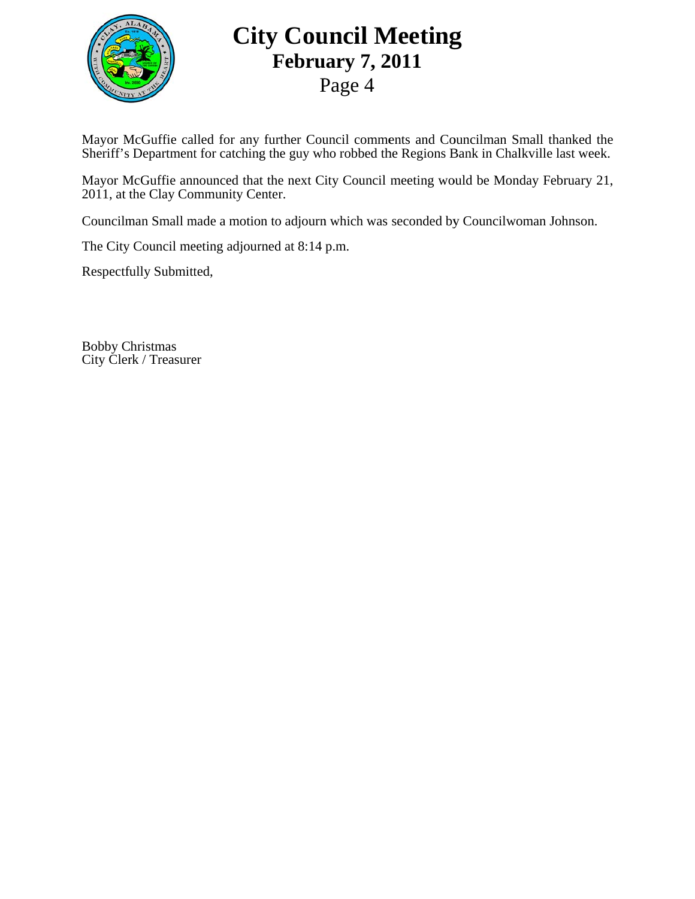Mayor McGuffie called for any further Council comments and Councilman Small thanked the Sheriff's Department for catching the guy who robbed the Regions Bank in Chalkville last week.

Mayor McGuffie announced that the next City Council meeting would be Monday February 21, 2011, at the Clay Community Center.

Councilman Small made a motion to adjourn which was seconded by Councilwoman Johnson.

The City Council meeting adjourned at 8:14 p.m.

Respectfully Submitted,

Bobby Christmas
City Clerk / Treasurer